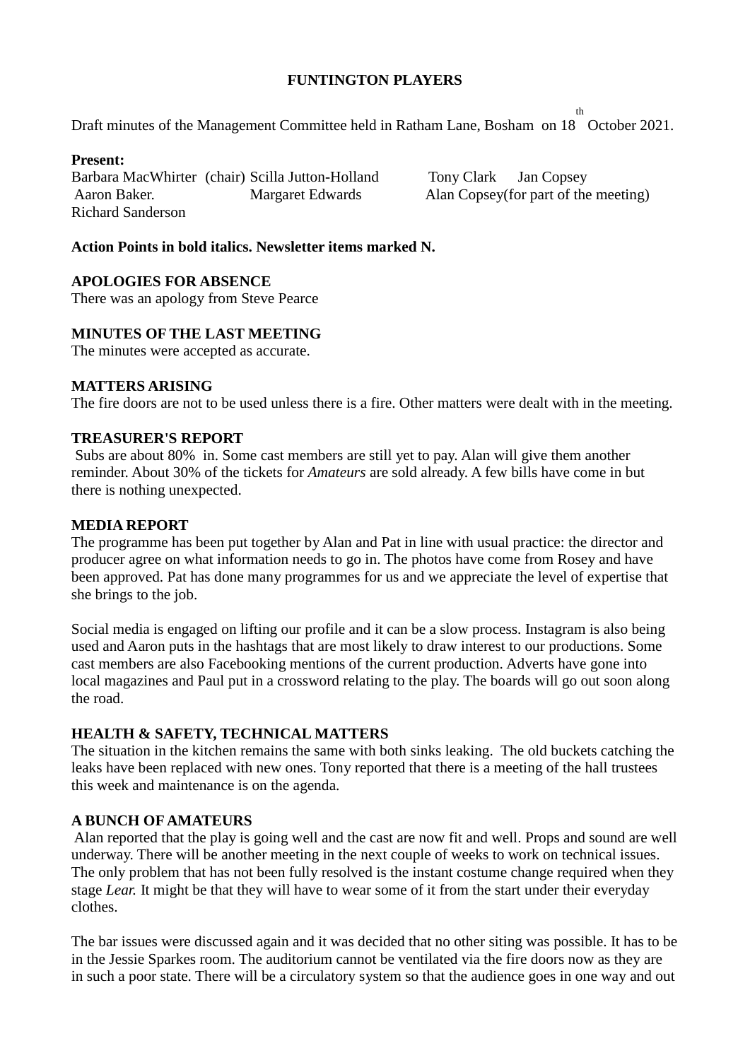**FUNTINGTON PLAYERS**

Draft minutes of the Management Committee held in Ratham Lane, Bosham on 18th October 2021.

**Present:**
Barbara MacWhirter (chair) Scilla Jutton-Holland Tony Clark Jan Copsey
Aaron Baker. Margaret Edwards Alan Copsey(for part of the meeting)
Richard Sanderson

**Action Points in bold italics. Newsletter items marked N.**

**APOLOGIES FOR ABSENCE**
There was an apology from Steve Pearce

**MINUTES OF THE LAST MEETING**
The minutes were accepted as accurate.

**MATTERS ARISING**
The fire doors are not to be used unless there is a fire. Other matters were dealt with in the meeting.

**TREASURER'S REPORT**
Subs are about 80% in. Some cast members are still yet to pay. Alan will give them another reminder. About 30% of the tickets for *Amateurs* are sold already. A few bills have come in but there is nothing unexpected.

**MEDIA REPORT**
The programme has been put together by Alan and Pat in line with usual practice: the director and producer agree on what information needs to go in. The photos have come from Rosey and have been approved. Pat has done many programmes for us and we appreciate the level of expertise that she brings to the job.

Social media is engaged on lifting our profile and it can be a slow process. Instagram is also being used and Aaron puts in the hashtags that are most likely to draw interest to our productions. Some cast members are also Facebooking mentions of the current production. Adverts have gone into local magazines and Paul put in a crossword relating to the play. The boards will go out soon along the road.

**HEALTH & SAFETY, TECHNICAL MATTERS**
The situation in the kitchen remains the same with both sinks leaking. The old buckets catching the leaks have been replaced with new ones. Tony reported that there is a meeting of the hall trustees this week and maintenance is on the agenda.

**A BUNCH OF AMATEURS**
Alan reported that the play is going well and the cast are now fit and well. Props and sound are well underway. There will be another meeting in the next couple of weeks to work on technical issues. The only problem that has not been fully resolved is the instant costume change required when they stage *Lear.* It might be that they will have to wear some of it from the start under their everyday clothes.

The bar issues were discussed again and it was decided that no other siting was possible. It has to be in the Jessie Sparkes room. The auditorium cannot be ventilated via the fire doors now as they are in such a poor state. There will be a circulatory system so that the audience goes in one way and out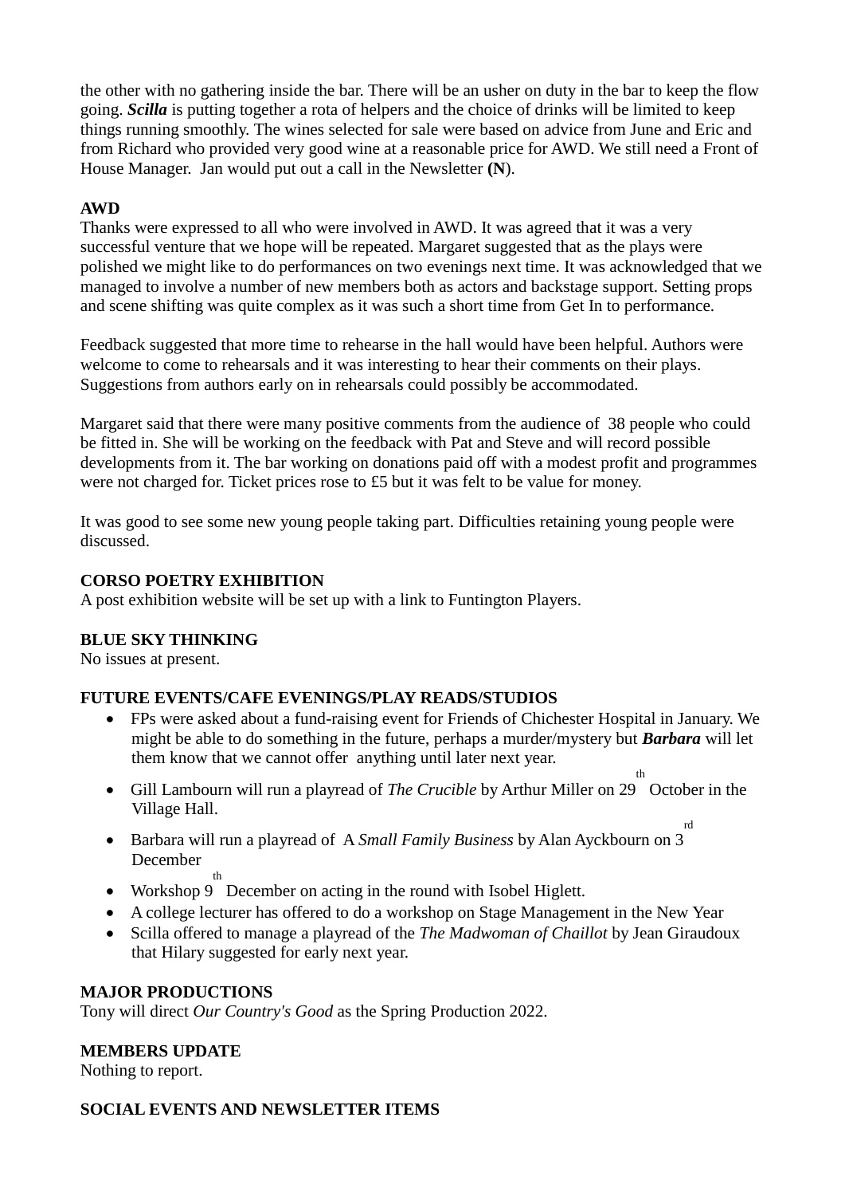the other with no gathering inside the bar. There will be an usher on duty in the bar to keep the flow going. ***Scilla*** is putting together a rota of helpers and the choice of drinks will be limited to keep things running smoothly. The wines selected for sale were based on advice from June and Eric and from Richard who provided very good wine at a reasonable price for AWD. We still need a Front of House Manager. Jan would put out a call in the Newsletter **(N**).

**AWD**

Thanks were expressed to all who were involved in AWD. It was agreed that it was a very successful venture that we hope will be repeated. Margaret suggested that as the plays were polished we might like to do performances on two evenings next time. It was acknowledged that we managed to involve a number of new members both as actors and backstage support. Setting props and scene shifting was quite complex as it was such a short time from Get In to performance.

Feedback suggested that more time to rehearse in the hall would have been helpful. Authors were welcome to come to rehearsals and it was interesting to hear their comments on their plays. Suggestions from authors early on in rehearsals could possibly be accommodated.

Margaret said that there were many positive comments from the audience of 38 people who could be fitted in. She will be working on the feedback with Pat and Steve and will record possible developments from it. The bar working on donations paid off with a modest profit and programmes were not charged for. Ticket prices rose to £5 but it was felt to be value for money.

It was good to see some new young people taking part. Difficulties retaining young people were discussed.

**CORSO POETRY EXHIBITION**

A post exhibition website will be set up with a link to Funtington Players.

**BLUE SKY THINKING**

No issues at present.

**FUTURE EVENTS/CAFE EVENINGS/PLAY READS/STUDIOS**

- FPs were asked about a fund-raising event for Friends of Chichester Hospital in January. We might be able to do something in the future, perhaps a murder/mystery but ***Barbara*** will let them know that we cannot offer anything until later next year.
- Gill Lambourn will run a playread of *The Crucible* by Arthur Miller on 29th October in the Village Hall.
- Barbara will run a playread of A *Small Family Business* by Alan Ayckbourn on 3rd December
- Workshop 9th December on acting in the round with Isobel Higlett.
- A college lecturer has offered to do a workshop on Stage Management in the New Year
- Scilla offered to manage a playread of the *The Madwoman of Chaillot* by Jean Giraudoux that Hilary suggested for early next year.

**MAJOR PRODUCTIONS**

Tony will direct *Our Country's Good* as the Spring Production 2022.

**MEMBERS UPDATE**

Nothing to report.

**SOCIAL EVENTS AND NEWSLETTER ITEMS**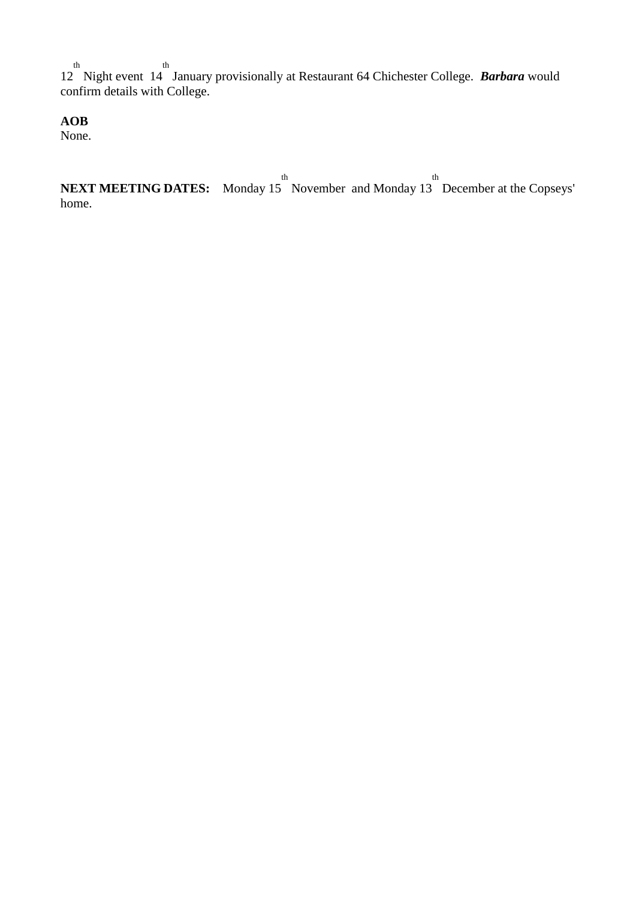12th Night event 14th January provisionally at Restaurant 64 Chichester College. ***Barbara*** would confirm details with College.

**AOB**
None.

**NEXT MEETING DATES:** Monday 15th November and Monday 13th December at the Copseys' home.